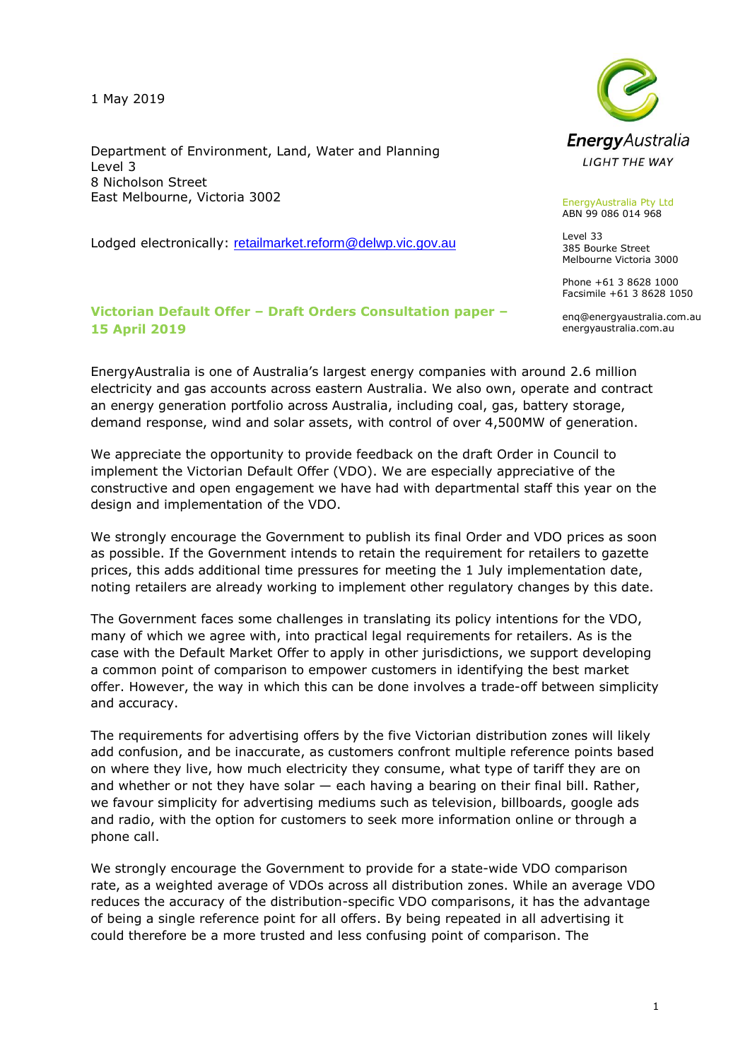1 May 2019

Department of Environment, Land, Water and Planning
Level 3
8 Nicholson Street
East Melbourne, Victoria 3002

Lodged electronically: retailmarket.reform@delwp.vic.gov.au

EnergyAustralia
LIGHT THE WAY

EnergyAustralia Pty Ltd
ABN 99 086 014 968

Level 33
385 Bourke Street
Melbourne Victoria 3000

Phone +61 3 8628 1000
Facsimile +61 3 8628 1050

enq@energyaustralia.com.au
energyaustralia.com.au

**Victorian Default Offer – Draft Orders Consultation paper – 15 April 2019**

EnergyAustralia is one of Australia's largest energy companies with around 2.6 million electricity and gas accounts across eastern Australia. We also own, operate and contract an energy generation portfolio across Australia, including coal, gas, battery storage, demand response, wind and solar assets, with control of over 4,500MW of generation.

We appreciate the opportunity to provide feedback on the draft Order in Council to implement the Victorian Default Offer (VDO). We are especially appreciative of the constructive and open engagement we have had with departmental staff this year on the design and implementation of the VDO.

We strongly encourage the Government to publish its final Order and VDO prices as soon as possible. If the Government intends to retain the requirement for retailers to gazette prices, this adds additional time pressures for meeting the 1 July implementation date, noting retailers are already working to implement other regulatory changes by this date.

The Government faces some challenges in translating its policy intentions for the VDO, many of which we agree with, into practical legal requirements for retailers. As is the case with the Default Market Offer to apply in other jurisdictions, we support developing a common point of comparison to empower customers in identifying the best market offer. However, the way in which this can be done involves a trade-off between simplicity and accuracy.

The requirements for advertising offers by the five Victorian distribution zones will likely add confusion, and be inaccurate, as customers confront multiple reference points based on where they live, how much electricity they consume, what type of tariff they are on and whether or not they have solar — each having a bearing on their final bill. Rather, we favour simplicity for advertising mediums such as television, billboards, google ads and radio, with the option for customers to seek more information online or through a phone call.

We strongly encourage the Government to provide for a state-wide VDO comparison rate, as a weighted average of VDOs across all distribution zones. While an average VDO reduces the accuracy of the distribution-specific VDO comparisons, it has the advantage of being a single reference point for all offers. By being repeated in all advertising it could therefore be a more trusted and less confusing point of comparison. The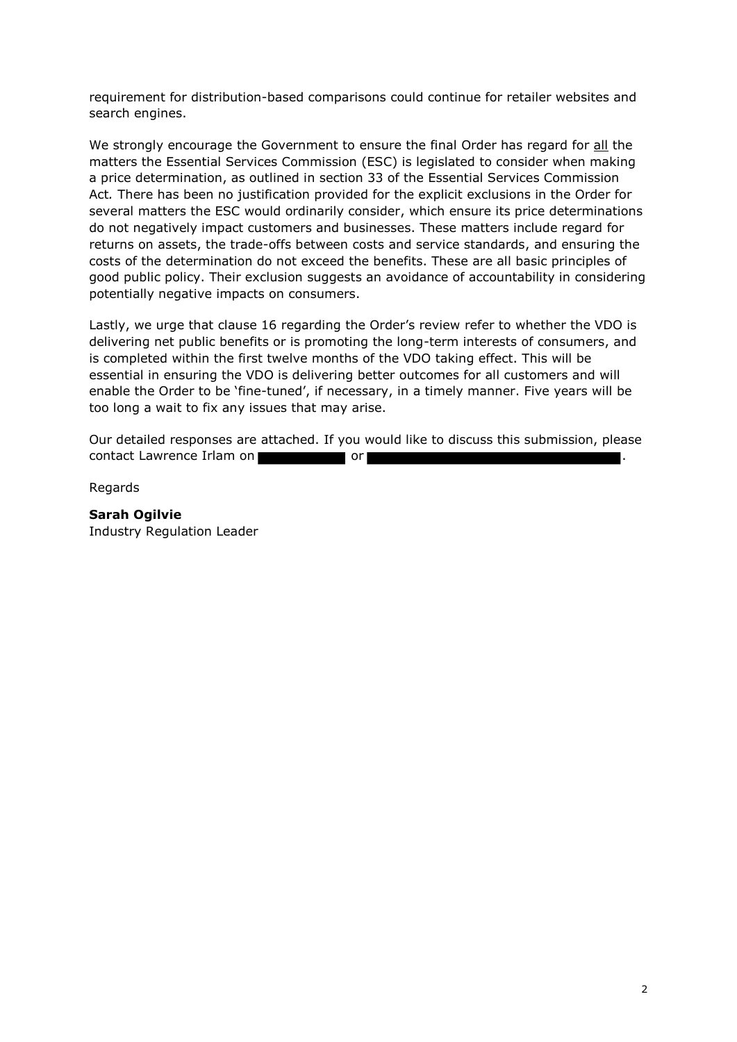requirement for distribution-based comparisons could continue for retailer websites and search engines.

We strongly encourage the Government to ensure the final Order has regard for <u>all</u> the matters the Essential Services Commission (ESC) is legislated to consider when making a price determination, as outlined in section 33 of the Essential Services Commission Act. There has been no justification provided for the explicit exclusions in the Order for several matters the ESC would ordinarily consider, which ensure its price determinations do not negatively impact customers and businesses. These matters include regard for returns on assets, the trade-offs between costs and service standards, and ensuring the costs of the determination do not exceed the benefits. These are all basic principles of good public policy. Their exclusion suggests an avoidance of accountability in considering potentially negative impacts on consumers.

Lastly, we urge that clause 16 regarding the Order's review refer to whether the VDO is delivering net public benefits or is promoting the long-term interests of consumers, and is completed within the first twelve months of the VDO taking effect. This will be essential in ensuring the VDO is delivering better outcomes for all customers and will enable the Order to be 'fine-tuned', if necessary, in a timely manner. Five years will be too long a wait to fix any issues that may arise.

Our detailed responses are attached. If you would like to discuss this submission, please contact Lawrence Irlam on ████████ or ████████████████████████.

Regards

**Sarah Ogilvie**
Industry Regulation Leader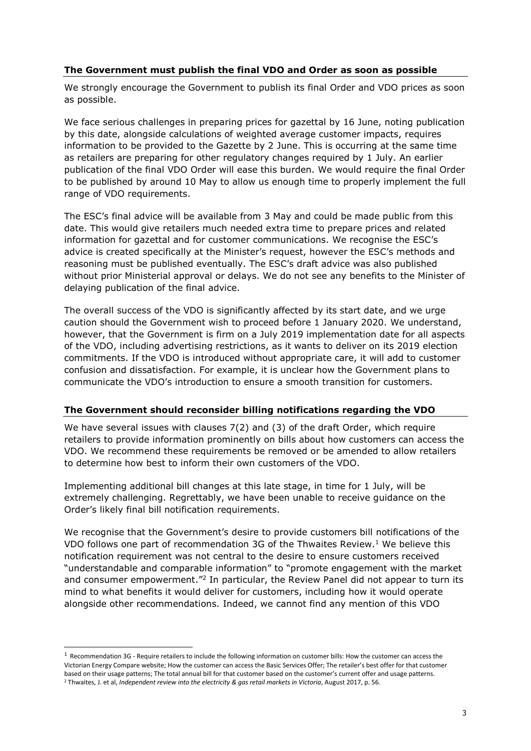## The Government must publish the final VDO and Order as soon as possible

We strongly encourage the Government to publish its final Order and VDO prices as soon as possible.

We face serious challenges in preparing prices for gazettal by 16 June, noting publication by this date, alongside calculations of weighted average customer impacts, requires information to be provided to the Gazette by 2 June. This is occurring at the same time as retailers are preparing for other regulatory changes required by 1 July. An earlier publication of the final VDO Order will ease this burden. We would require the final Order to be published by around 10 May to allow us enough time to properly implement the full range of VDO requirements.

The ESC's final advice will be available from 3 May and could be made public from this date. This would give retailers much needed extra time to prepare prices and related information for gazettal and for customer communications. We recognise the ESC's advice is created specifically at the Minister's request, however the ESC's methods and reasoning must be published eventually. The ESC's draft advice was also published without prior Ministerial approval or delays. We do not see any benefits to the Minister of delaying publication of the final advice.

The overall success of the VDO is significantly affected by its start date, and we urge caution should the Government wish to proceed before 1 January 2020. We understand, however, that the Government is firm on a July 2019 implementation date for all aspects of the VDO, including advertising restrictions, as it wants to deliver on its 2019 election commitments. If the VDO is introduced without appropriate care, it will add to customer confusion and dissatisfaction. For example, it is unclear how the Government plans to communicate the VDO's introduction to ensure a smooth transition for customers.

## The Government should reconsider billing notifications regarding the VDO

We have several issues with clauses 7(2) and (3) of the draft Order, which require retailers to provide information prominently on bills about how customers can access the VDO. We recommend these requirements be removed or be amended to allow retailers to determine how best to inform their own customers of the VDO.

Implementing additional bill changes at this late stage, in time for 1 July, will be extremely challenging. Regrettably, we have been unable to receive guidance on the Order's likely final bill notification requirements.

We recognise that the Government's desire to provide customers bill notifications of the VDO follows one part of recommendation 3G of the Thwaites Review.[1] We believe this notification requirement was not central to the desire to ensure customers received "understandable and comparable information" to "promote engagement with the market and consumer empowerment."[2] In particular, the Review Panel did not appear to turn its mind to what benefits it would deliver for customers, including how it would operate alongside other recommendations. Indeed, we cannot find any mention of this VDO

---

[1] Recommendation 3G - Require retailers to include the following information on customer bills: How the customer can access the Victorian Energy Compare website; How the customer can access the Basic Services Offer; The retailer's best offer for that customer based on their usage patterns; The total annual bill for that customer based on the customer's current offer and usage patterns.

[2] Thwaites, J. et al, *Independent review into the electricity & gas retail markets in Victoria*, August 2017, p. 56.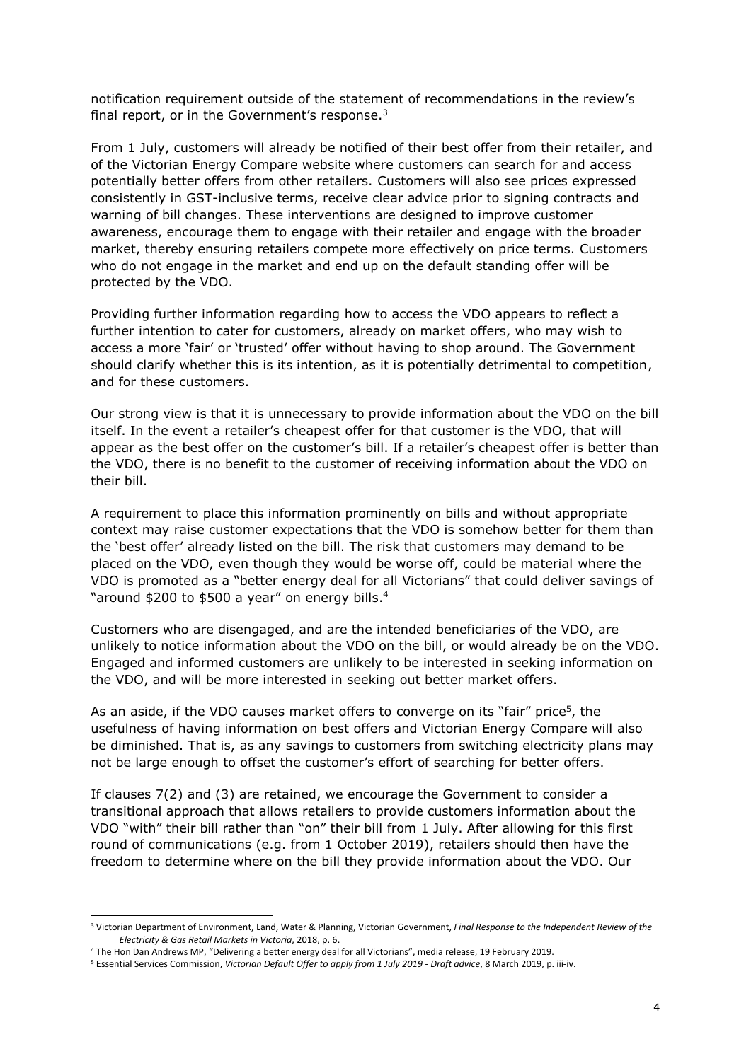notification requirement outside of the statement of recommendations in the review's final report, or in the Government's response.[3]

From 1 July, customers will already be notified of their best offer from their retailer, and of the Victorian Energy Compare website where customers can search for and access potentially better offers from other retailers. Customers will also see prices expressed consistently in GST-inclusive terms, receive clear advice prior to signing contracts and warning of bill changes. These interventions are designed to improve customer awareness, encourage them to engage with their retailer and engage with the broader market, thereby ensuring retailers compete more effectively on price terms. Customers who do not engage in the market and end up on the default standing offer will be protected by the VDO.

Providing further information regarding how to access the VDO appears to reflect a further intention to cater for customers, already on market offers, who may wish to access a more 'fair' or 'trusted' offer without having to shop around. The Government should clarify whether this is its intention, as it is potentially detrimental to competition, and for these customers.

Our strong view is that it is unnecessary to provide information about the VDO on the bill itself. In the event a retailer's cheapest offer for that customer is the VDO, that will appear as the best offer on the customer's bill. If a retailer's cheapest offer is better than the VDO, there is no benefit to the customer of receiving information about the VDO on their bill.

A requirement to place this information prominently on bills and without appropriate context may raise customer expectations that the VDO is somehow better for them than the 'best offer' already listed on the bill. The risk that customers may demand to be placed on the VDO, even though they would be worse off, could be material where the VDO is promoted as a "better energy deal for all Victorians" that could deliver savings of "around $200 to $500 a year" on energy bills.[4]

Customers who are disengaged, and are the intended beneficiaries of the VDO, are unlikely to notice information about the VDO on the bill, or would already be on the VDO. Engaged and informed customers are unlikely to be interested in seeking information on the VDO, and will be more interested in seeking out better market offers.

As an aside, if the VDO causes market offers to converge on its "fair" price[5], the usefulness of having information on best offers and Victorian Energy Compare will also be diminished. That is, as any savings to customers from switching electricity plans may not be large enough to offset the customer's effort of searching for better offers.

If clauses 7(2) and (3) are retained, we encourage the Government to consider a transitional approach that allows retailers to provide customers information about the VDO "with" their bill rather than "on" their bill from 1 July. After allowing for this first round of communications (e.g. from 1 October 2019), retailers should then have the freedom to determine where on the bill they provide information about the VDO. Our

---

[3] Victorian Department of Environment, Land, Water & Planning, Victorian Government, *Final Response to the Independent Review of the Electricity & Gas Retail Markets in Victoria*, 2018, p. 6.

[4] The Hon Dan Andrews MP, "Delivering a better energy deal for all Victorians", media release, 19 February 2019.

[5] Essential Services Commission, *Victorian Default Offer to apply from 1 July 2019 - Draft advice*, 8 March 2019, p. iii-iv.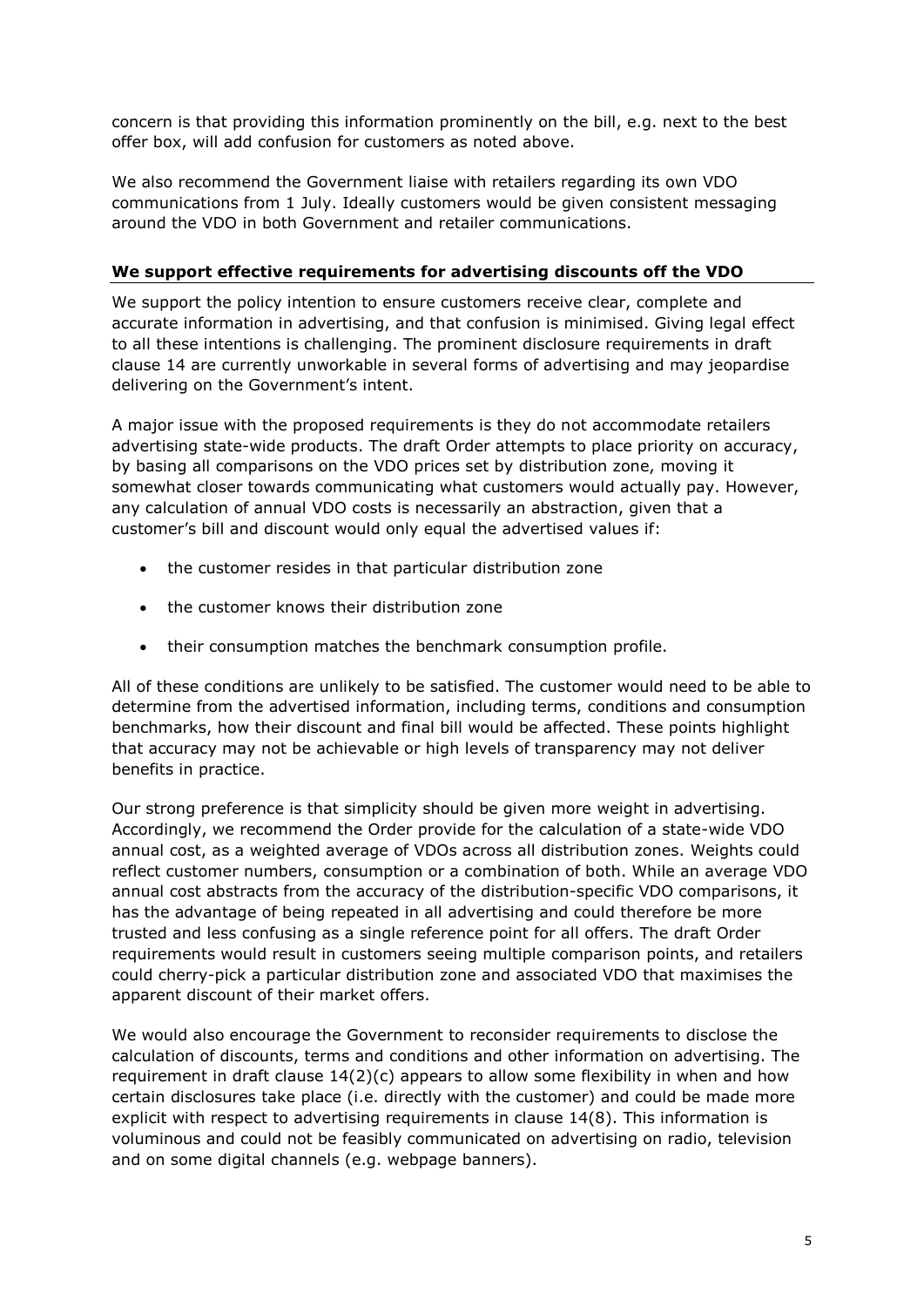concern is that providing this information prominently on the bill, e.g. next to the best offer box, will add confusion for customers as noted above.

We also recommend the Government liaise with retailers regarding its own VDO communications from 1 July. Ideally customers would be given consistent messaging around the VDO in both Government and retailer communications.

**We support effective requirements for advertising discounts off the VDO**

We support the policy intention to ensure customers receive clear, complete and accurate information in advertising, and that confusion is minimised. Giving legal effect to all these intentions is challenging. The prominent disclosure requirements in draft clause 14 are currently unworkable in several forms of advertising and may jeopardise delivering on the Government's intent.

A major issue with the proposed requirements is they do not accommodate retailers advertising state-wide products. The draft Order attempts to place priority on accuracy, by basing all comparisons on the VDO prices set by distribution zone, moving it somewhat closer towards communicating what customers would actually pay. However, any calculation of annual VDO costs is necessarily an abstraction, given that a customer's bill and discount would only equal the advertised values if:

- the customer resides in that particular distribution zone
- the customer knows their distribution zone
- their consumption matches the benchmark consumption profile.

All of these conditions are unlikely to be satisfied. The customer would need to be able to determine from the advertised information, including terms, conditions and consumption benchmarks, how their discount and final bill would be affected. These points highlight that accuracy may not be achievable or high levels of transparency may not deliver benefits in practice.

Our strong preference is that simplicity should be given more weight in advertising. Accordingly, we recommend the Order provide for the calculation of a state-wide VDO annual cost, as a weighted average of VDOs across all distribution zones. Weights could reflect customer numbers, consumption or a combination of both. While an average VDO annual cost abstracts from the accuracy of the distribution-specific VDO comparisons, it has the advantage of being repeated in all advertising and could therefore be more trusted and less confusing as a single reference point for all offers. The draft Order requirements would result in customers seeing multiple comparison points, and retailers could cherry-pick a particular distribution zone and associated VDO that maximises the apparent discount of their market offers.

We would also encourage the Government to reconsider requirements to disclose the calculation of discounts, terms and conditions and other information on advertising. The requirement in draft clause 14(2)(c) appears to allow some flexibility in when and how certain disclosures take place (i.e. directly with the customer) and could be made more explicit with respect to advertising requirements in clause 14(8). This information is voluminous and could not be feasibly communicated on advertising on radio, television and on some digital channels (e.g. webpage banners).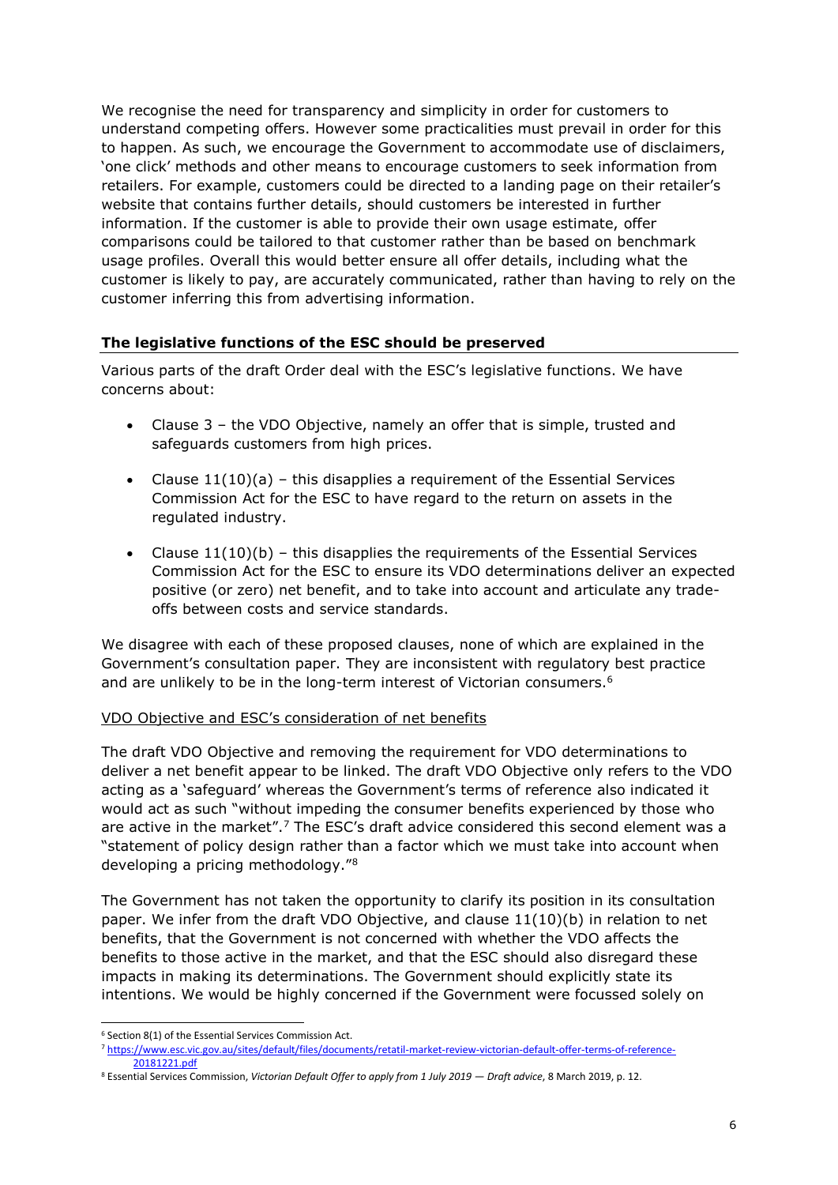We recognise the need for transparency and simplicity in order for customers to understand competing offers. However some practicalities must prevail in order for this to happen. As such, we encourage the Government to accommodate use of disclaimers, 'one click' methods and other means to encourage customers to seek information from retailers. For example, customers could be directed to a landing page on their retailer's website that contains further details, should customers be interested in further information. If the customer is able to provide their own usage estimate, offer comparisons could be tailored to that customer rather than be based on benchmark usage profiles. Overall this would better ensure all offer details, including what the customer is likely to pay, are accurately communicated, rather than having to rely on the customer inferring this from advertising information.

## The legislative functions of the ESC should be preserved

Various parts of the draft Order deal with the ESC's legislative functions. We have concerns about:

- Clause 3 – the VDO Objective, namely an offer that is simple, trusted and safeguards customers from high prices.
- Clause 11(10)(a) – this disapplies a requirement of the Essential Services Commission Act for the ESC to have regard to the return on assets in the regulated industry.
- Clause 11(10)(b) – this disapplies the requirements of the Essential Services Commission Act for the ESC to ensure its VDO determinations deliver an expected positive (or zero) net benefit, and to take into account and articulate any trade-offs between costs and service standards.

We disagree with each of these proposed clauses, none of which are explained in the Government's consultation paper. They are inconsistent with regulatory best practice and are unlikely to be in the long-term interest of Victorian consumers.[6]

### VDO Objective and ESC's consideration of net benefits

The draft VDO Objective and removing the requirement for VDO determinations to deliver a net benefit appear to be linked. The draft VDO Objective only refers to the VDO acting as a 'safeguard' whereas the Government's terms of reference also indicated it would act as such "without impeding the consumer benefits experienced by those who are active in the market".[7] The ESC's draft advice considered this second element was a "statement of policy design rather than a factor which we must take into account when developing a pricing methodology."[8]

The Government has not taken the opportunity to clarify its position in its consultation paper. We infer from the draft VDO Objective, and clause 11(10)(b) in relation to net benefits, that the Government is not concerned with whether the VDO affects the benefits to those active in the market, and that the ESC should also disregard these impacts in making its determinations. The Government should explicitly state its intentions. We would be highly concerned if the Government were focussed solely on

---

[6] Section 8(1) of the Essential Services Commission Act.

[7] https://www.esc.vic.gov.au/sites/default/files/documents/retatil-market-review-victorian-default-offer-terms-of-reference-20181221.pdf

[8] Essential Services Commission, *Victorian Default Offer to apply from 1 July 2019 — Draft advice*, 8 March 2019, p. 12.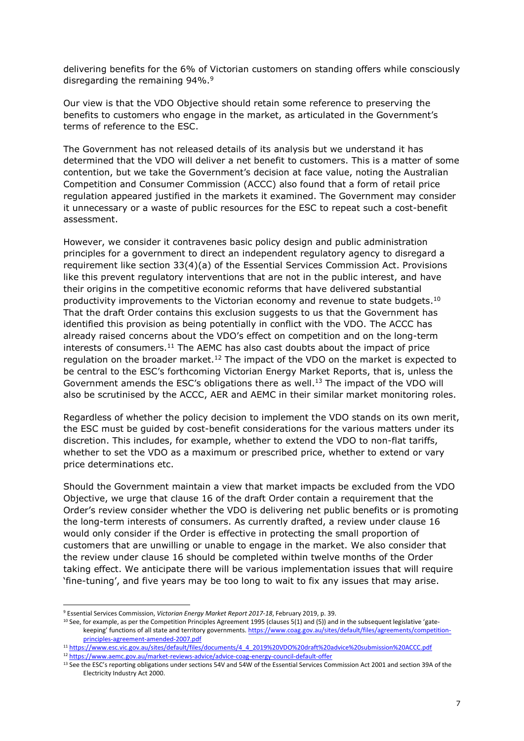delivering benefits for the 6% of Victorian customers on standing offers while consciously disregarding the remaining 94%.[9]

Our view is that the VDO Objective should retain some reference to preserving the benefits to customers who engage in the market, as articulated in the Government's terms of reference to the ESC.

The Government has not released details of its analysis but we understand it has determined that the VDO will deliver a net benefit to customers. This is a matter of some contention, but we take the Government's decision at face value, noting the Australian Competition and Consumer Commission (ACCC) also found that a form of retail price regulation appeared justified in the markets it examined. The Government may consider it unnecessary or a waste of public resources for the ESC to repeat such a cost-benefit assessment.

However, we consider it contravenes basic policy design and public administration principles for a government to direct an independent regulatory agency to disregard a requirement like section 33(4)(a) of the Essential Services Commission Act. Provisions like this prevent regulatory interventions that are not in the public interest, and have their origins in the competitive economic reforms that have delivered substantial productivity improvements to the Victorian economy and revenue to state budgets.[10] That the draft Order contains this exclusion suggests to us that the Government has identified this provision as being potentially in conflict with the VDO. The ACCC has already raised concerns about the VDO's effect on competition and on the long-term interests of consumers.[11] The AEMC has also cast doubts about the impact of price regulation on the broader market.[12] The impact of the VDO on the market is expected to be central to the ESC's forthcoming Victorian Energy Market Reports, that is, unless the Government amends the ESC's obligations there as well.[13] The impact of the VDO will also be scrutinised by the ACCC, AER and AEMC in their similar market monitoring roles.

Regardless of whether the policy decision to implement the VDO stands on its own merit, the ESC must be guided by cost-benefit considerations for the various matters under its discretion. This includes, for example, whether to extend the VDO to non-flat tariffs, whether to set the VDO as a maximum or prescribed price, whether to extend or vary price determinations etc.

Should the Government maintain a view that market impacts be excluded from the VDO Objective, we urge that clause 16 of the draft Order contain a requirement that the Order's review consider whether the VDO is delivering net public benefits or is promoting the long-term interests of consumers. As currently drafted, a review under clause 16 would only consider if the Order is effective in protecting the small proportion of customers that are unwilling or unable to engage in the market. We also consider that the review under clause 16 should be completed within twelve months of the Order taking effect. We anticipate there will be various implementation issues that will require 'fine-tuning', and five years may be too long to wait to fix any issues that may arise.

---

[9] Essential Services Commission, *Victorian Energy Market Report 2017-18*, February 2019, p. 39.

[10] See, for example, as per the Competition Principles Agreement 1995 (clauses 5(1) and (5)) and in the subsequent legislative 'gate-keeping' functions of all state and territory governments. https://www.coag.gov.au/sites/default/files/agreements/competition-principles-agreement-amended-2007.pdf

[11] https://www.esc.vic.gov.au/sites/default/files/documents/4_4_2019%20VDO%20draft%20advice%20submission%20ACCC.pdf

[12] https://www.aemc.gov.au/market-reviews-advice/advice-coag-energy-council-default-offer

[13] See the ESC's reporting obligations under sections 54V and 54W of the Essential Services Commission Act 2001 and section 39A of the Electricity Industry Act 2000.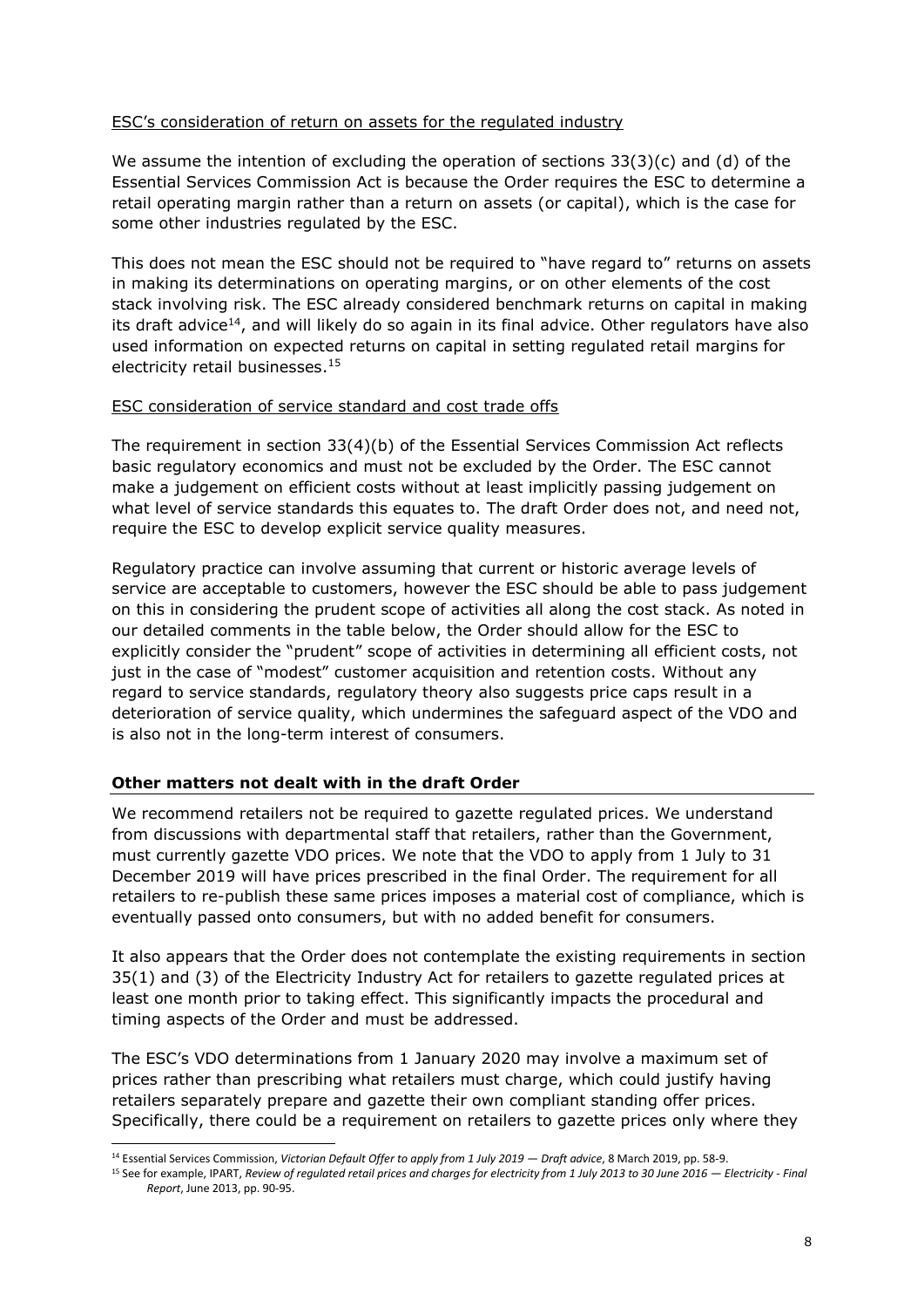ESC's consideration of return on assets for the regulated industry

We assume the intention of excluding the operation of sections 33(3)(c) and (d) of the Essential Services Commission Act is because the Order requires the ESC to determine a retail operating margin rather than a return on assets (or capital), which is the case for some other industries regulated by the ESC.

This does not mean the ESC should not be required to "have regard to" returns on assets in making its determinations on operating margins, or on other elements of the cost stack involving risk. The ESC already considered benchmark returns on capital in making its draft advice[14], and will likely do so again in its final advice. Other regulators have also used information on expected returns on capital in setting regulated retail margins for electricity retail businesses.[15]

ESC consideration of service standard and cost trade offs

The requirement in section 33(4)(b) of the Essential Services Commission Act reflects basic regulatory economics and must not be excluded by the Order. The ESC cannot make a judgement on efficient costs without at least implicitly passing judgement on what level of service standards this equates to. The draft Order does not, and need not, require the ESC to develop explicit service quality measures.

Regulatory practice can involve assuming that current or historic average levels of service are acceptable to customers, however the ESC should be able to pass judgement on this in considering the prudent scope of activities all along the cost stack. As noted in our detailed comments in the table below, the Order should allow for the ESC to explicitly consider the "prudent" scope of activities in determining all efficient costs, not just in the case of "modest" customer acquisition and retention costs. Without any regard to service standards, regulatory theory also suggests price caps result in a deterioration of service quality, which undermines the safeguard aspect of the VDO and is also not in the long-term interest of consumers.

## Other matters not dealt with in the draft Order

We recommend retailers not be required to gazette regulated prices. We understand from discussions with departmental staff that retailers, rather than the Government, must currently gazette VDO prices. We note that the VDO to apply from 1 July to 31 December 2019 will have prices prescribed in the final Order. The requirement for all retailers to re-publish these same prices imposes a material cost of compliance, which is eventually passed onto consumers, but with no added benefit for consumers.

It also appears that the Order does not contemplate the existing requirements in section 35(1) and (3) of the Electricity Industry Act for retailers to gazette regulated prices at least one month prior to taking effect. This significantly impacts the procedural and timing aspects of the Order and must be addressed.

The ESC's VDO determinations from 1 January 2020 may involve a maximum set of prices rather than prescribing what retailers must charge, which could justify having retailers separately prepare and gazette their own compliant standing offer prices. Specifically, there could be a requirement on retailers to gazette prices only where they

[14] Essential Services Commission, *Victorian Default Offer to apply from 1 July 2019 — Draft advice*, 8 March 2019, pp. 58-9.

[15] See for example, IPART, *Review of regulated retail prices and charges for electricity from 1 July 2013 to 30 June 2016 — Electricity - Final Report*, June 2013, pp. 90-95.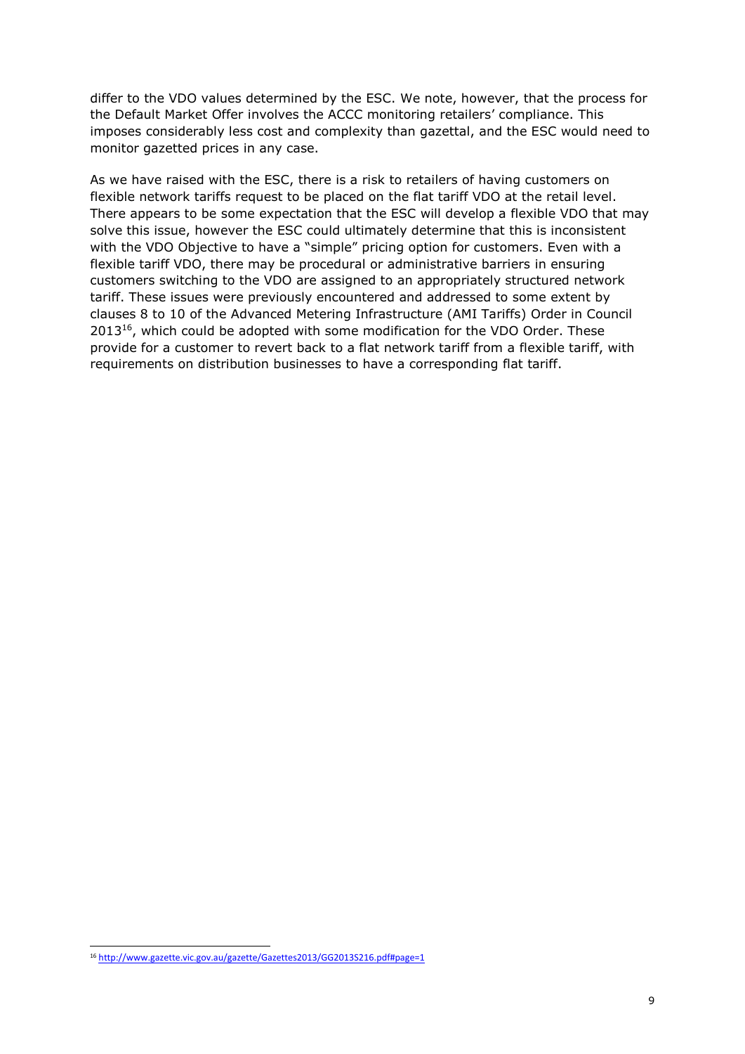differ to the VDO values determined by the ESC. We note, however, that the process for the Default Market Offer involves the ACCC monitoring retailers' compliance. This imposes considerably less cost and complexity than gazettal, and the ESC would need to monitor gazetted prices in any case.

As we have raised with the ESC, there is a risk to retailers of having customers on flexible network tariffs request to be placed on the flat tariff VDO at the retail level. There appears to be some expectation that the ESC will develop a flexible VDO that may solve this issue, however the ESC could ultimately determine that this is inconsistent with the VDO Objective to have a "simple" pricing option for customers. Even with a flexible tariff VDO, there may be procedural or administrative barriers in ensuring customers switching to the VDO are assigned to an appropriately structured network tariff. These issues were previously encountered and addressed to some extent by clauses 8 to 10 of the Advanced Metering Infrastructure (AMI Tariffs) Order in Council 2013[16], which could be adopted with some modification for the VDO Order. These provide for a customer to revert back to a flat network tariff from a flexible tariff, with requirements on distribution businesses to have a corresponding flat tariff.

[16] http://www.gazette.vic.gov.au/gazette/Gazettes2013/GG2013S216.pdf#page=1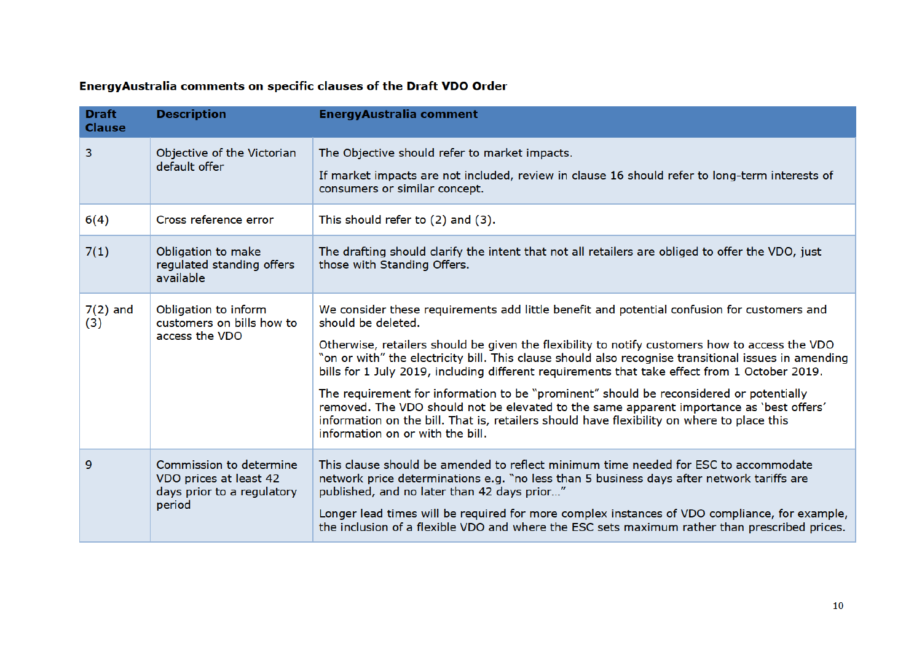**EnergyAustralia comments on specific clauses of the Draft VDO Order**

| Draft Clause | Description | EnergyAustralia comment |
| --- | --- | --- |
| 3 | Objective of the Victorian default offer | The Objective should refer to market impacts.<br><br>If market impacts are not included, review in clause 16 should refer to long-term interests of consumers or similar concept. |
| 6(4) | Cross reference error | This should refer to (2) and (3). |
| 7(1) | Obligation to make regulated standing offers available | The drafting should clarify the intent that not all retailers are obliged to offer the VDO, just those with Standing Offers. |
| 7(2) and (3) | Obligation to inform customers on bills how to access the VDO | We consider these requirements add little benefit and potential confusion for customers and should be deleted.<br><br>Otherwise, retailers should be given the flexibility to notify customers how to access the VDO "on or with" the electricity bill. This clause should also recognise transitional issues in amending bills for 1 July 2019, including different requirements that take effect from 1 October 2019.<br><br>The requirement for information to be "prominent" should be reconsidered or potentially removed. The VDO should not be elevated to the same apparent importance as 'best offers' information on the bill. That is, retailers should have flexibility on where to place this information on or with the bill. |
| 9 | Commission to determine VDO prices at least 42 days prior to a regulatory period | This clause should be amended to reflect minimum time needed for ESC to accommodate network price determinations e.g. "no less than 5 business days after network tariffs are published, and no later than 42 days prior…"<br><br>Longer lead times will be required for more complex instances of VDO compliance, for example, the inclusion of a flexible VDO and where the ESC sets maximum rather than prescribed prices. |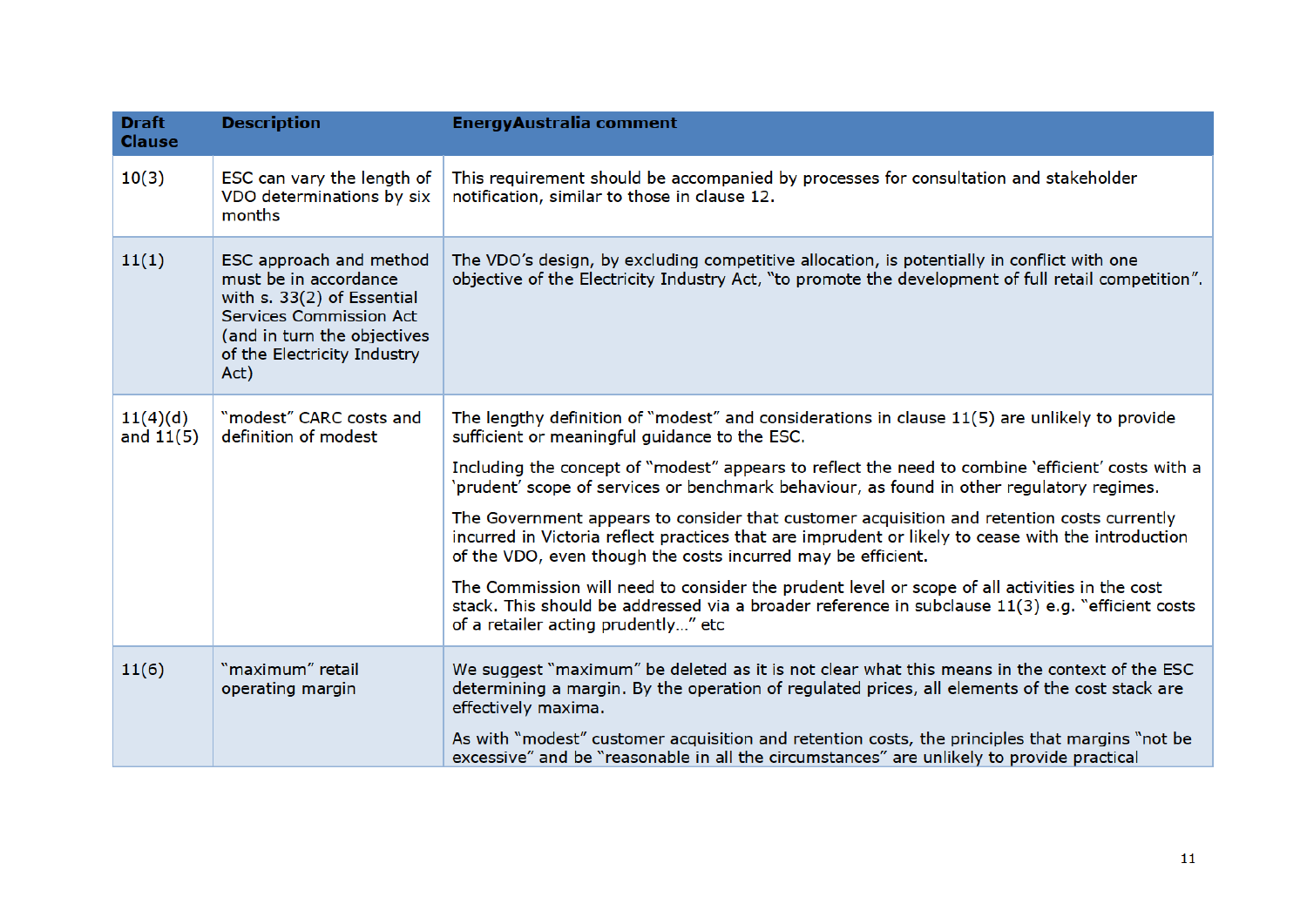| Draft Clause | Description | EnergyAustralia comment |
|---|---|---|
| 10(3) | ESC can vary the length of VDO determinations by six months | This requirement should be accompanied by processes for consultation and stakeholder notification, similar to those in clause 12. |
| 11(1) | ESC approach and method must be in accordance with s. 33(2) of Essential Services Commission Act (and in turn the objectives of the Electricity Industry Act) | The VDO's design, by excluding competitive allocation, is potentially in conflict with one objective of the Electricity Industry Act, "to promote the development of full retail competition". |
| 11(4)(d) and 11(5) | "modest" CARC costs and definition of modest | The lengthy definition of "modest" and considerations in clause 11(5) are unlikely to provide sufficient or meaningful guidance to the ESC.<br><br>Including the concept of "modest" appears to reflect the need to combine 'efficient' costs with a 'prudent' scope of services or benchmark behaviour, as found in other regulatory regimes.<br><br>The Government appears to consider that customer acquisition and retention costs currently incurred in Victoria reflect practices that are imprudent or likely to cease with the introduction of the VDO, even though the costs incurred may be efficient.<br><br>The Commission will need to consider the prudent level or scope of all activities in the cost stack. This should be addressed via a broader reference in subclause 11(3) e.g. "efficient costs of a retailer acting prudently…" etc |
| 11(6) | "maximum" retail operating margin | We suggest "maximum" be deleted as it is not clear what this means in the context of the ESC determining a margin. By the operation of regulated prices, all elements of the cost stack are effectively maxima.<br><br>As with "modest" customer acquisition and retention costs, the principles that margins "not be excessive" and be "reasonable in all the circumstances" are unlikely to provide practical |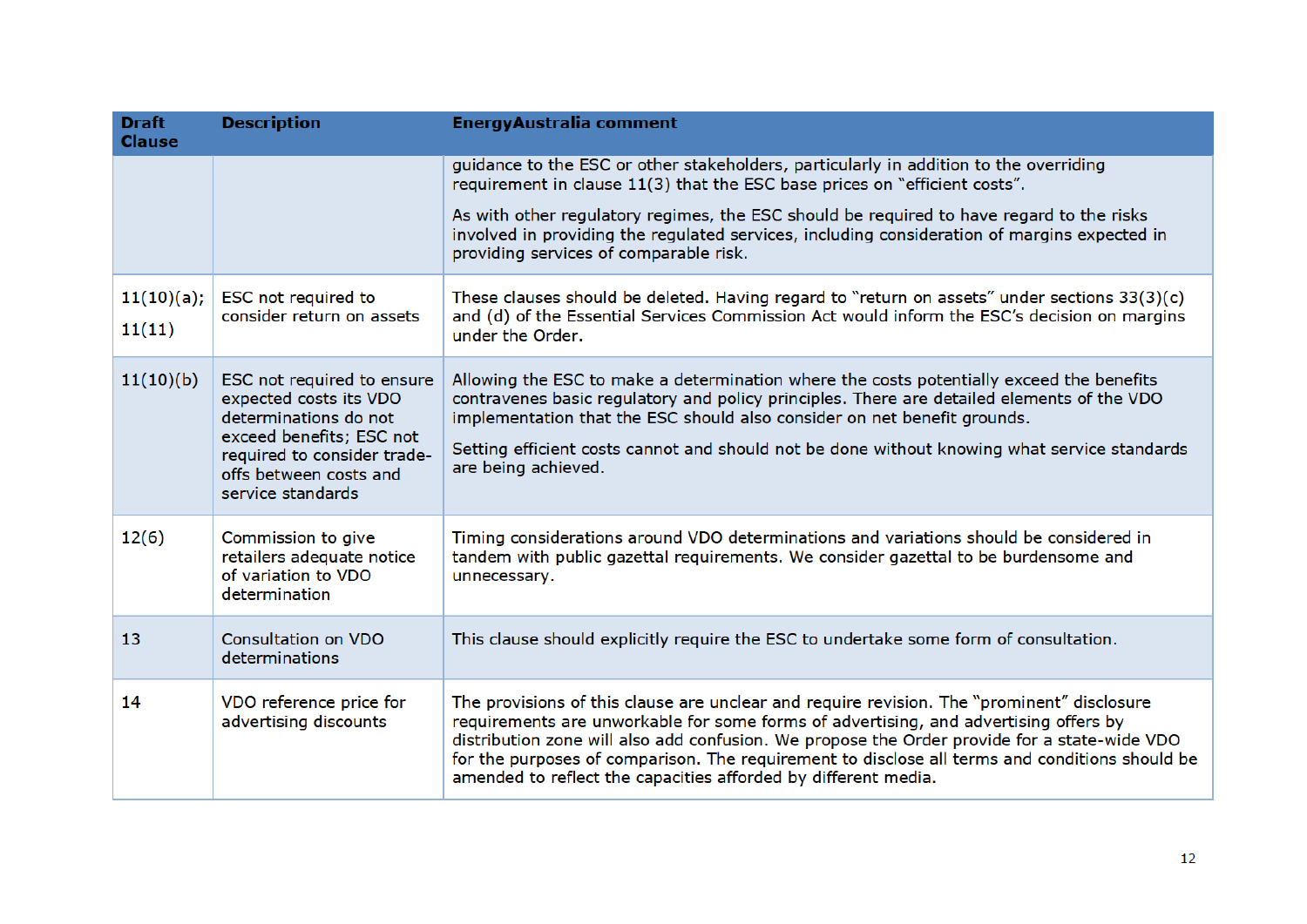| Draft Clause | Description | EnergyAustralia comment |
|---|---|---|
| | | guidance to the ESC or other stakeholders, particularly in addition to the overriding requirement in clause 11(3) that the ESC base prices on "efficient costs".<br><br>As with other regulatory regimes, the ESC should be required to have regard to the risks involved in providing the regulated services, including consideration of margins expected in providing services of comparable risk. |
| 11(10)(a); 11(11) | ESC not required to consider return on assets | These clauses should be deleted. Having regard to "return on assets" under sections 33(3)(c) and (d) of the Essential Services Commission Act would inform the ESC's decision on margins under the Order. |
| 11(10)(b) | ESC not required to ensure expected costs its VDO determinations do not exceed benefits; ESC not required to consider trade-offs between costs and service standards | Allowing the ESC to make a determination where the costs potentially exceed the benefits contravenes basic regulatory and policy principles. There are detailed elements of the VDO implementation that the ESC should also consider on net benefit grounds.<br><br>Setting efficient costs cannot and should not be done without knowing what service standards are being achieved. |
| 12(6) | Commission to give retailers adequate notice of variation to VDO determination | Timing considerations around VDO determinations and variations should be considered in tandem with public gazettal requirements. We consider gazettal to be burdensome and unnecessary. |
| 13 | Consultation on VDO determinations | This clause should explicitly require the ESC to undertake some form of consultation. |
| 14 | VDO reference price for advertising discounts | The provisions of this clause are unclear and require revision. The "prominent" disclosure requirements are unworkable for some forms of advertising, and advertising offers by distribution zone will also add confusion. We propose the Order provide for a state-wide VDO for the purposes of comparison. The requirement to disclose all terms and conditions should be amended to reflect the capacities afforded by different media. |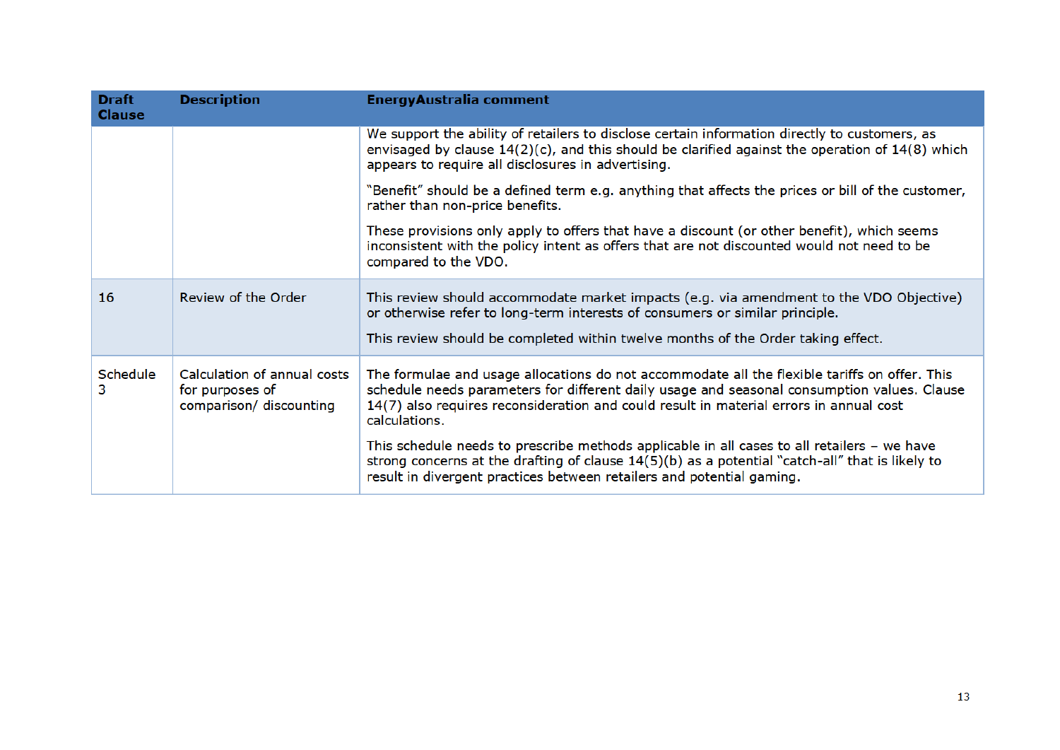| Draft Clause | Description | EnergyAustralia comment |
|---|---|---|
| | | We support the ability of retailers to disclose certain information directly to customers, as envisaged by clause 14(2)(c), and this should be clarified against the operation of 14(8) which appears to require all disclosures in advertising.<br><br>"Benefit" should be a defined term e.g. anything that affects the prices or bill of the customer, rather than non-price benefits.<br><br>These provisions only apply to offers that have a discount (or other benefit), which seems inconsistent with the policy intent as offers that are not discounted would not need to be compared to the VDO. |
| 16 | Review of the Order | This review should accommodate market impacts (e.g. via amendment to the VDO Objective) or otherwise refer to long-term interests of consumers or similar principle.<br><br>This review should be completed within twelve months of the Order taking effect. |
| Schedule 3 | Calculation of annual costs for purposes of comparison/ discounting | The formulae and usage allocations do not accommodate all the flexible tariffs on offer. This schedule needs parameters for different daily usage and seasonal consumption values. Clause 14(7) also requires reconsideration and could result in material errors in annual cost calculations.<br><br>This schedule needs to prescribe methods applicable in all cases to all retailers – we have strong concerns at the drafting of clause 14(5)(b) as a potential "catch-all" that is likely to result in divergent practices between retailers and potential gaming. |